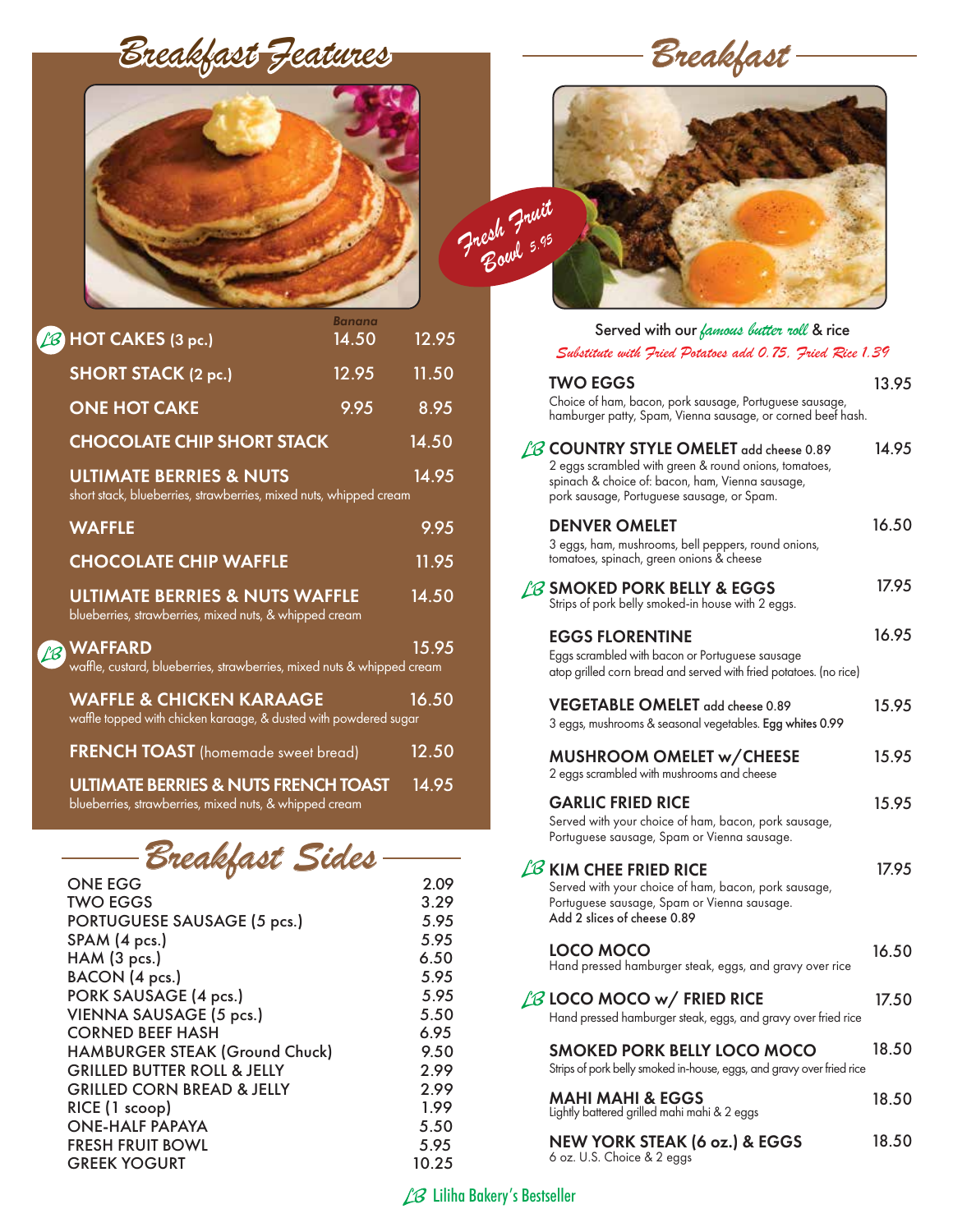# Breakfast Features

| | Banana | |
|---|---|---|
| LB **HOT CAKES** (3 pc.) | 14.50 | 12.95 |
| **SHORT STACK** (2 pc.) | 12.95 | 11.50 |
| **ONE HOT CAKE** | 9.95 | 8.95 |
| **CHOCOLATE CHIP SHORT STACK** | | 14.50 |
| **ULTIMATE BERRIES & NUTS** short stack, blueberries, strawberries, mixed nuts, whipped cream | | 14.95 |
| **WAFFLE** | | 9.95 |
| **CHOCOLATE CHIP WAFFLE** | | 11.95 |
| **ULTIMATE BERRIES & NUTS WAFFLE** blueberries, strawberries, mixed nuts, & whipped cream | | 14.50 |
| LB **WAFFARD** waffle, custard, blueberries, strawberries, mixed nuts & whipped cream | | 15.95 |
| **WAFFLE & CHICKEN KARAAGE** waffle topped with chicken karaage, & dusted with powdered sugar | | 16.50 |
| **FRENCH TOAST** (homemade sweet bread) | | 12.50 |
| **ULTIMATE BERRIES & NUTS FRENCH TOAST** blueberries, strawberries, mixed nuts, & whipped cream | | 14.95 |

## Breakfast Sides

| | |
|---|---|
| ONE EGG | 2.09 |
| TWO EGGS | 3.29 |
| PORTUGUESE SAUSAGE (5 pcs.) | 5.95 |
| SPAM (4 pcs.) | 5.95 |
| HAM (3 pcs.) | 6.50 |
| BACON (4 pcs.) | 5.95 |
| PORK SAUSAGE (4 pcs.) | 5.95 |
| VIENNA SAUSAGE (5 pcs.) | 5.50 |
| CORNED BEEF HASH | 6.95 |
| HAMBURGER STEAK (Ground Chuck) | 9.50 |
| GRILLED BUTTER ROLL & JELLY | 2.99 |
| GRILLED CORN BREAD & JELLY | 2.99 |
| RICE (1 scoop) | 1.99 |
| ONE-HALF PAPAYA | 5.50 |
| FRESH FRUIT BOWL | 5.95 |
| GREEK YOGURT | 10.25 |

# Breakfast

*Fresh Fruit Bowl 5.95*

Served with our *famous butter roll* & rice

*Substitute with Fried Potatoes add 0.75, Fried Rice 1.39*

| | |
|---|---|
| **TWO EGGS** Choice of ham, bacon, pork sausage, Portuguese sausage, hamburger patty, Spam, Vienna sausage, or corned beef hash. | 13.95 |
| LB **COUNTRY STYLE OMELET** add cheese 0.89 2 eggs scrambled with green & round onions, tomatoes, spinach & choice of: bacon, ham, Vienna sausage, pork sausage, Portuguese sausage, or Spam. | 14.95 |
| **DENVER OMELET** 3 eggs, ham, mushrooms, bell peppers, round onions, tomatoes, spinach, green onions & cheese | 16.50 |
| LB **SMOKED PORK BELLY & EGGS** Strips of pork belly smoked-in house with 2 eggs. | 17.95 |
| **EGGS FLORENTINE** Eggs scrambled with bacon or Portuguese sausage atop grilled corn bread and served with fried potatoes. (no rice) | 16.95 |
| **VEGETABLE OMELET** add cheese 0.89 3 eggs, mushrooms & seasonal vegetables. Egg whites 0.99 | 15.95 |
| **MUSHROOM OMELET w/CHEESE** 2 eggs scrambled with mushrooms and cheese | 15.95 |
| **GARLIC FRIED RICE** Served with your choice of ham, bacon, pork sausage, Portuguese sausage, Spam or Vienna sausage. | 15.95 |
| LB **KIM CHEE FRIED RICE** Served with your choice of ham, bacon, pork sausage, Portuguese sausage, Spam or Vienna sausage. Add 2 slices of cheese 0.89 | 17.95 |
| **LOCO MOCO** Hand pressed hamburger steak, eggs, and gravy over rice | 16.50 |
| LB **LOCO MOCO w/ FRIED RICE** Hand pressed hamburger steak, eggs, and gravy over fried rice | 17.50 |
| **SMOKED PORK BELLY LOCO MOCO** Strips of pork belly smoked in-house, eggs, and gravy over fried rice | 18.50 |
| **MAHI MAHI & EGGS** Lightly battered grilled mahi mahi & 2 eggs | 18.50 |
| **NEW YORK STEAK (6 oz.) & EGGS** 6 oz. U.S. Choice & 2 eggs | 18.50 |

LB Liliha Bakery's Bestseller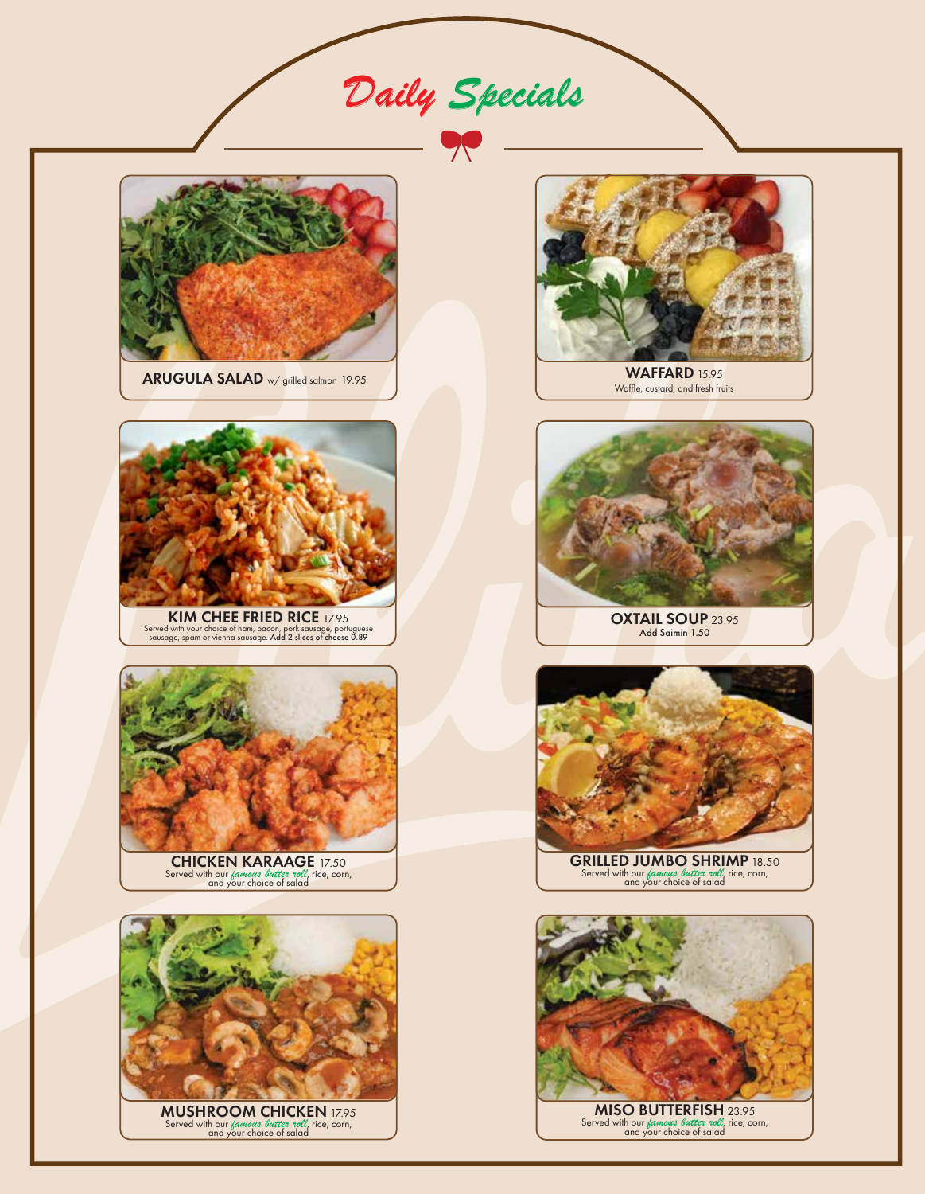# Daily Specials

**ARUGULA SALAD** w/ grilled salmon 19.95

**WAFFARD** 15.95
Waffle, custard, and fresh fruits

**KIM CHEE FRIED RICE** 17.95
Served with your choice of ham, bacon, pork sausage, portuguese sausage, spam or vienna sausage. **Add 2 slices of cheese 0.89**

**OXTAIL SOUP** 23.95
Add Saimin 1.50

**CHICKEN KARAAGE** 17.50
Served with our *famous butter roll*, rice, corn, and your choice of salad

**GRILLED JUMBO SHRIMP** 18.50
Served with our *famous butter roll*, rice, corn, and your choice of salad

**MUSHROOM CHICKEN** 17.95
Served with our *famous butter roll*, rice, corn, and your choice of salad

**MISO BUTTERFISH** 23.95
Served with our *famous butter roll*, rice, corn, and your choice of salad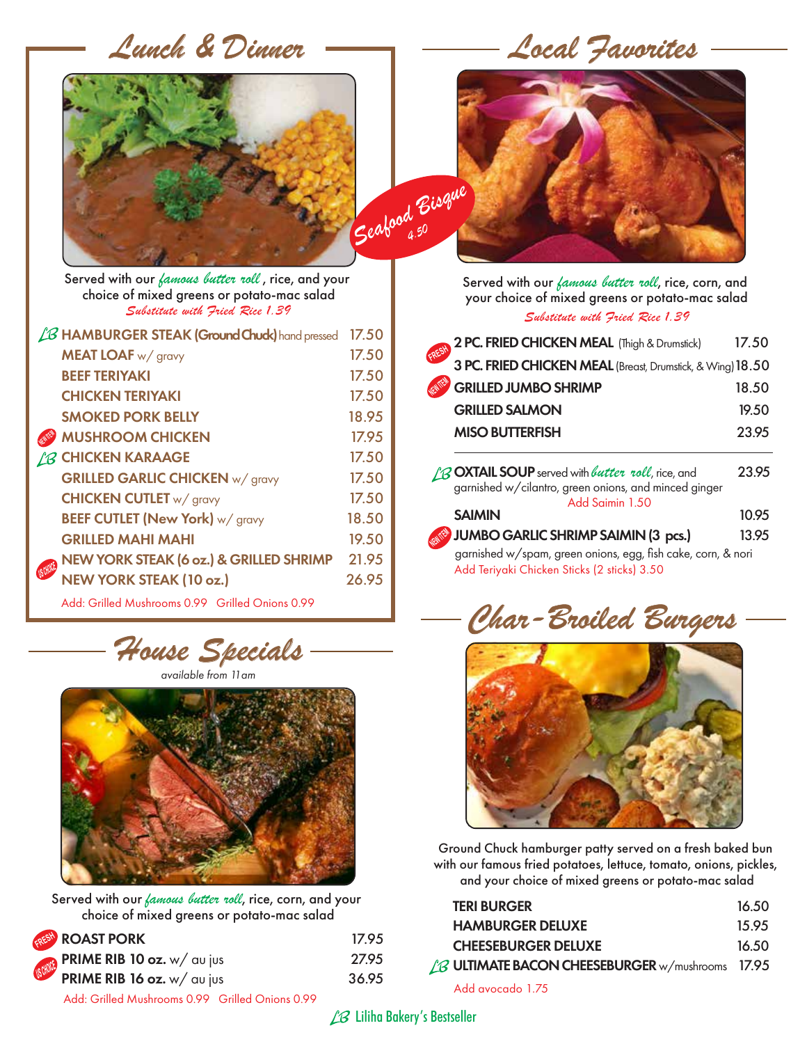## Lunch & Dinner

Served with our *famous butter roll*, rice, and your choice of mixed greens or potato-mac salad

*Substitute with Fried Rice 1.39*

| | |
|---|---|
| LB **HAMBURGER STEAK (Ground Chuck)** hand pressed | 17.50 |
| **MEAT LOAF** w/ gravy | 17.50 |
| **BEEF TERIYAKI** | 17.50 |
| **CHICKEN TERIYAKI** | 17.50 |
| **SMOKED PORK BELLY** | 18.95 |
| NEW ITEM **MUSHROOM CHICKEN** | 17.95 |
| LB **CHICKEN KARAAGE** | 17.50 |
| **GRILLED GARLIC CHICKEN** w/ gravy | 17.50 |
| **CHICKEN CUTLET** w/ gravy | 17.50 |
| **BEEF CUTLET (New York)** w/ gravy | 18.50 |
| **GRILLED MAHI MAHI** | 19.50 |
| US CHOICE **NEW YORK STEAK (6 oz.) & GRILLED SHRIMP** | 21.95 |
| **NEW YORK STEAK (10 oz.)** | 26.95 |

Add: Grilled Mushrooms 0.99 Grilled Onions 0.99

*Seafood Bisque 4.50*

## House Specials

*available from 11am*

Served with our *famous butter roll*, rice, corn, and your choice of mixed greens or potato-mac salad

| | |
|---|---|
| FRESH **ROAST PORK** | 17.95 |
| US CHOICE **PRIME RIB 10 oz.** w/ au jus | 27.95 |
| **PRIME RIB 16 oz.** w/ au jus | 36.95 |

Add: Grilled Mushrooms 0.99 Grilled Onions 0.99

## Local Favorites

Served with our *famous butter roll*, rice, corn, and your choice of mixed greens or potato-mac salad

*Substitute with Fried Rice 1.39*

| | |
|---|---|
| FRESH **2 PC. FRIED CHICKEN MEAL** (Thigh & Drumstick) | 17.50 |
| **3 PC. FRIED CHICKEN MEAL** (Breast, Drumstick, & Wing) | 18.50 |
| NEW ITEM **GRILLED JUMBO SHRIMP** | 18.50 |
| **GRILLED SALMON** | 19.50 |
| **MISO BUTTERFISH** | 23.95 |

| | |
|---|---|
| LB **OXTAIL SOUP** served with *butter roll*, rice, and garnished w/cilantro, green onions, and minced ginger<br>Add Saimin 1.50 | 23.95 |
| **SAIMIN** | 10.95 |
| NEW ITEM **JUMBO GARLIC SHRIMP SAIMIN (3 pcs.)**<br>garnished w/spam, green onions, egg, fish cake, corn, & nori<br>Add Teriyaki Chicken Sticks (2 sticks) 3.50 | 13.95 |

## Char-Broiled Burgers

Ground Chuck hamburger patty served on a fresh baked bun with our famous fried potatoes, lettuce, tomato, onions, pickles, and your choice of mixed greens or potato-mac salad

| | |
|---|---|
| **TERI BURGER** | 16.50 |
| **HAMBURGER DELUXE** | 15.95 |
| **CHEESEBURGER DELUXE** | 16.50 |
| LB **ULTIMATE BACON CHEESEBURGER** w/mushrooms | 17.95 |

Add avocado 1.75

LB Liliha Bakery's Bestseller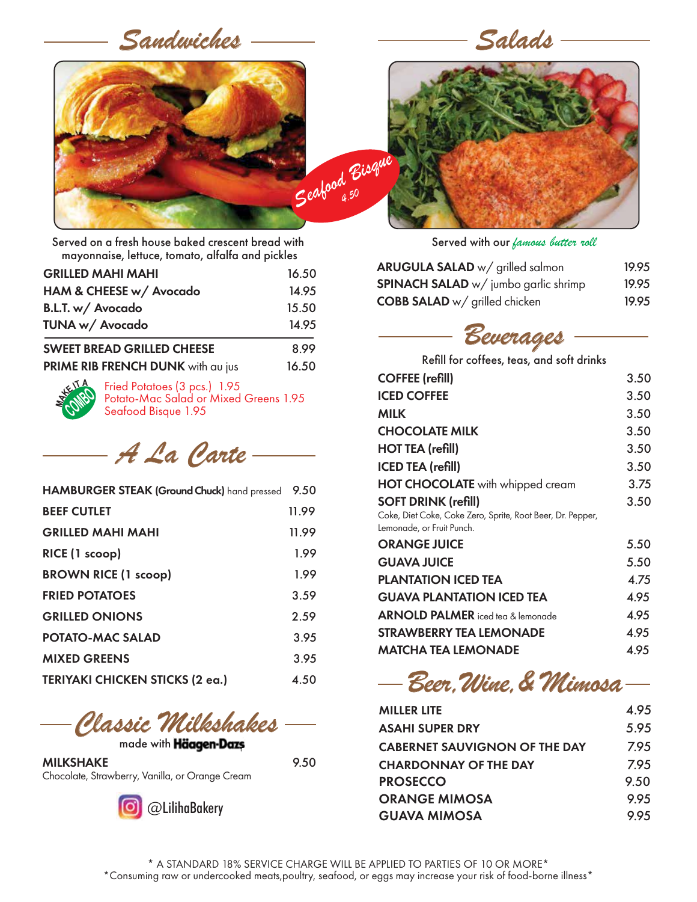## Sandwiches

Seafood Bisque 4.50

Served on a fresh house baked crescent bread with mayonnaise, lettuce, tomato, alfalfa and pickles

| | |
|---|---|
| **GRILLED MAHI MAHI** | 16.50 |
| **HAM & CHEESE w/ Avocado** | 14.95 |
| **B.L.T. w/ Avocado** | 15.50 |
| **TUNA w/ Avocado** | 14.95 |
| **SWEET BREAD GRILLED CHEESE** | 8.99 |
| **PRIME RIB FRENCH DUNK** with au jus | 16.50 |

MAKE IT A COMBO
Fried Potatoes (3 pcs.) 1.95
Potato-Mac Salad or Mixed Greens 1.95
Seafood Bisque 1.95

## A La Carte

| | |
|---|---|
| **HAMBURGER STEAK (Ground Chuck)** hand pressed | 9.50 |
| **BEEF CUTLET** | 11.99 |
| **GRILLED MAHI MAHI** | 11.99 |
| **RICE (1 scoop)** | 1.99 |
| **BROWN RICE (1 scoop)** | 1.99 |
| **FRIED POTATOES** | 3.59 |
| **GRILLED ONIONS** | 2.59 |
| **POTATO-MAC SALAD** | 3.95 |
| **MIXED GREENS** | 3.95 |
| **TERIYAKI CHICKEN STICKS (2 ea.)** | 4.50 |

## Classic Milkshakes

made with Häagen-Dazs

**MILKSHAKE** 9.50
Chocolate, Strawberry, Vanilla, or Orange Cream

@LilihaBakery

## Salads

Served with our *famous butter roll*

| | |
|---|---|
| **ARUGULA SALAD** w/ grilled salmon | 19.95 |
| **SPINACH SALAD** w/ jumbo garlic shrimp | 19.95 |
| **COBB SALAD** w/ grilled chicken | 19.95 |

## Beverages

Refill for coffees, teas, and soft drinks

| | |
|---|---|
| **COFFEE (refill)** | 3.50 |
| **ICED COFFEE** | 3.50 |
| **MILK** | 3.50 |
| **CHOCOLATE MILK** | 3.50 |
| **HOT TEA (refill)** | 3.50 |
| **ICED TEA (refill)** | 3.50 |
| **HOT CHOCOLATE** with whipped cream | 3.75 |
| **SOFT DRINK (refill)** Coke, Diet Coke, Coke Zero, Sprite, Root Beer, Dr. Pepper, Lemonade, or Fruit Punch. | 3.50 |
| **ORANGE JUICE** | 5.50 |
| **GUAVA JUICE** | 5.50 |
| **PLANTATION ICED TEA** | 4.75 |
| **GUAVA PLANTATION ICED TEA** | 4.95 |
| **ARNOLD PALMER** iced tea & lemonade | 4.95 |
| **STRAWBERRY TEA LEMONADE** | 4.95 |
| **MATCHA TEA LEMONADE** | 4.95 |

## Beer, Wine, & Mimosa

| | |
|---|---|
| **MILLER LITE** | 4.95 |
| **ASAHI SUPER DRY** | 5.95 |
| **CABERNET SAUVIGNON OF THE DAY** | 7.95 |
| **CHARDONNAY OF THE DAY** | 7.95 |
| **PROSECCO** | 9.50 |
| **ORANGE MIMOSA** | 9.95 |
| **GUAVA MIMOSA** | 9.95 |

* A STANDARD 18% SERVICE CHARGE WILL BE APPLIED TO PARTIES OF 10 OR MORE*
*Consuming raw or undercooked meats,poultry, seafood, or eggs may increase your risk of food-borne illness*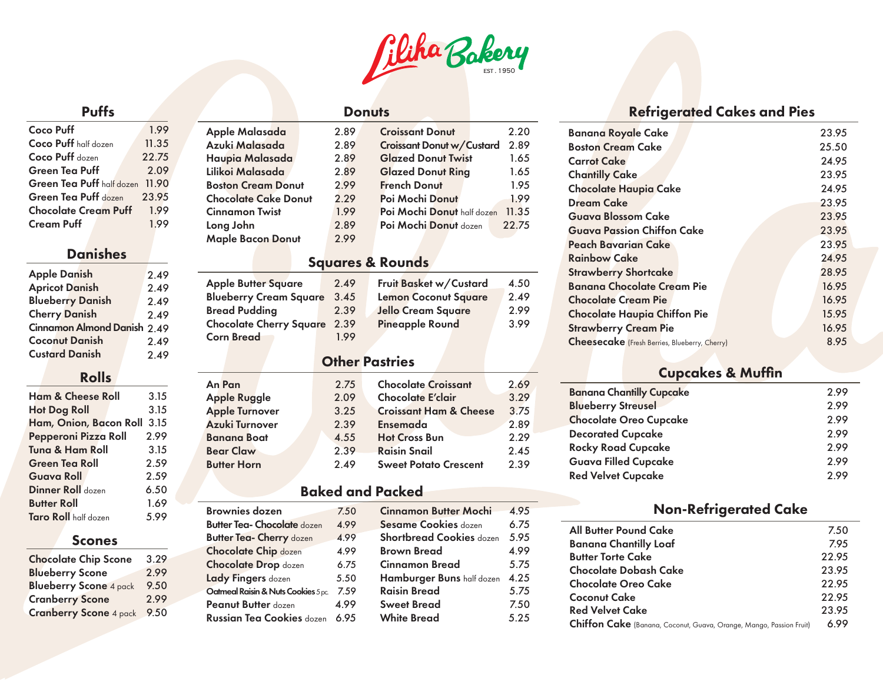# Liliha Bakery

EST. 1950

## Puffs

| | |
|---|---|
| Coco Puff | 1.99 |
| Coco Puff half dozen | 11.35 |
| Coco Puff dozen | 22.75 |
| Green Tea Puff | 2.09 |
| Green Tea Puff half dozen | 11.90 |
| Green Tea Puff dozen | 23.95 |
| Chocolate Cream Puff | 1.99 |
| Cream Puff | 1.99 |

## Danishes

| | |
|---|---|
| Apple Danish | 2.49 |
| Apricot Danish | 2.49 |
| Blueberry Danish | 2.49 |
| Cherry Danish | 2.49 |
| Cinnamon Almond Danish | 2.49 |
| Coconut Danish | 2.49 |
| Custard Danish | 2.49 |

## Rolls

| | |
|---|---|
| Ham & Cheese Roll | 3.15 |
| Hot Dog Roll | 3.15 |
| Ham, Onion, Bacon Roll | 3.15 |
| Pepperoni Pizza Roll | 2.99 |
| Tuna & Ham Roll | 3.15 |
| Green Tea Roll | 2.59 |
| Guava Roll | 2.59 |
| Dinner Roll dozen | 6.50 |
| Butter Roll | 1.69 |
| Taro Roll half dozen | 5.99 |

## Scones

| | |
|---|---|
| Chocolate Chip Scone | 3.29 |
| Blueberry Scone | 2.99 |
| Blueberry Scone 4 pack | 9.50 |
| Cranberry Scone | 2.99 |
| Cranberry Scone 4 pack | 9.50 |

## Donuts

| | | | |
|---|---|---|---|
| Apple Malasada | 2.89 | Croissant Donut | 2.20 |
| Azuki Malasada | 2.89 | Croissant Donut w/Custard | 2.89 |
| Haupia Malasada | 2.89 | Glazed Donut Twist | 1.65 |
| Lilikoi Malasada | 2.89 | Glazed Donut Ring | 1.65 |
| Boston Cream Donut | 2.99 | French Donut | 1.95 |
| Chocolate Cake Donut | 2.29 | Poi Mochi Donut | 1.99 |
| Cinnamon Twist | 1.99 | Poi Mochi Donut half dozen | 11.35 |
| Long John | 2.89 | Poi Mochi Donut dozen | 22.75 |
| Maple Bacon Donut | 2.99 | | |

## Squares & Rounds

| | | | |
|---|---|---|---|
| Apple Butter Square | 2.49 | Fruit Basket w/Custard | 4.50 |
| Blueberry Cream Square | 3.45 | Lemon Coconut Square | 2.49 |
| Bread Pudding | 2.39 | Jello Cream Square | 2.99 |
| Chocolate Cherry Square | 2.39 | Pineapple Round | 3.99 |
| Corn Bread | 1.99 | | |

## Other Pastries

| | | | |
|---|---|---|---|
| An Pan | 2.75 | Chocolate Croissant | 2.69 |
| Apple Ruggle | 2.09 | Chocolate E'clair | 3.29 |
| Apple Turnover | 3.25 | Croissant Ham & Cheese | 3.75 |
| Azuki Turnover | 2.39 | Ensemada | 2.89 |
| Banana Boat | 4.55 | Hot Cross Bun | 2.29 |
| Bear Claw | 2.39 | Raisin Snail | 2.45 |
| Butter Horn | 2.49 | Sweet Potato Crescent | 2.39 |

## Baked and Packed

| | | | |
|---|---|---|---|
| Brownies dozen | 7.50 | Cinnamon Butter Mochi | 4.95 |
| Butter Tea- Chocolate dozen | 4.99 | Sesame Cookies dozen | 6.75 |
| Butter Tea- Cherry dozen | 4.99 | Shortbread Cookies dozen | 5.95 |
| Chocolate Chip dozen | 4.99 | Brown Bread | 4.99 |
| Chocolate Drop dozen | 6.75 | Cinnamon Bread | 5.75 |
| Lady Fingers dozen | 5.50 | Hamburger Buns half dozen | 4.25 |
| Oatmeal Raisin & Nuts Cookies 5 pc. | 7.59 | Raisin Bread | 5.75 |
| Peanut Butter dozen | 4.99 | Sweet Bread | 7.50 |
| Russian Tea Cookies dozen | 6.95 | White Bread | 5.25 |

## Refrigerated Cakes and Pies

| | |
|---|---|
| Banana Royale Cake | 23.95 |
| Boston Cream Cake | 25.50 |
| Carrot Cake | 24.95 |
| Chantilly Cake | 23.95 |
| Chocolate Haupia Cake | 24.95 |
| Dream Cake | 23.95 |
| Guava Blossom Cake | 23.95 |
| Guava Passion Chiffon Cake | 23.95 |
| Peach Bavarian Cake | 23.95 |
| Rainbow Cake | 24.95 |
| Strawberry Shortcake | 28.95 |
| Banana Chocolate Cream Pie | 16.95 |
| Chocolate Cream Pie | 16.95 |
| Chocolate Haupia Chiffon Pie | 15.95 |
| Strawberry Cream Pie | 16.95 |
| Cheesecake (Fresh Berries, Blueberry, Cherry) | 8.95 |

## Cupcakes & Muffin

| | |
|---|---|
| Banana Chantilly Cupcake | 2.99 |
| Blueberry Streusel | 2.99 |
| Chocolate Oreo Cupcake | 2.99 |
| Decorated Cupcake | 2.99 |
| Rocky Road Cupcake | 2.99 |
| Guava Filled Cupcake | 2.99 |
| Red Velvet Cupcake | 2.99 |

## Non-Refrigerated Cake

| | |
|---|---|
| All Butter Pound Cake | 7.50 |
| Banana Chantilly Loaf | 7.95 |
| Butter Torte Cake | 22.95 |
| Chocolate Dobash Cake | 23.95 |
| Chocolate Oreo Cake | 22.95 |
| Coconut Cake | 22.95 |
| Red Velvet Cake | 23.95 |
| Chiffon Cake (Banana, Coconut, Guava, Orange, Mango, Passion Fruit) | 6.99 |